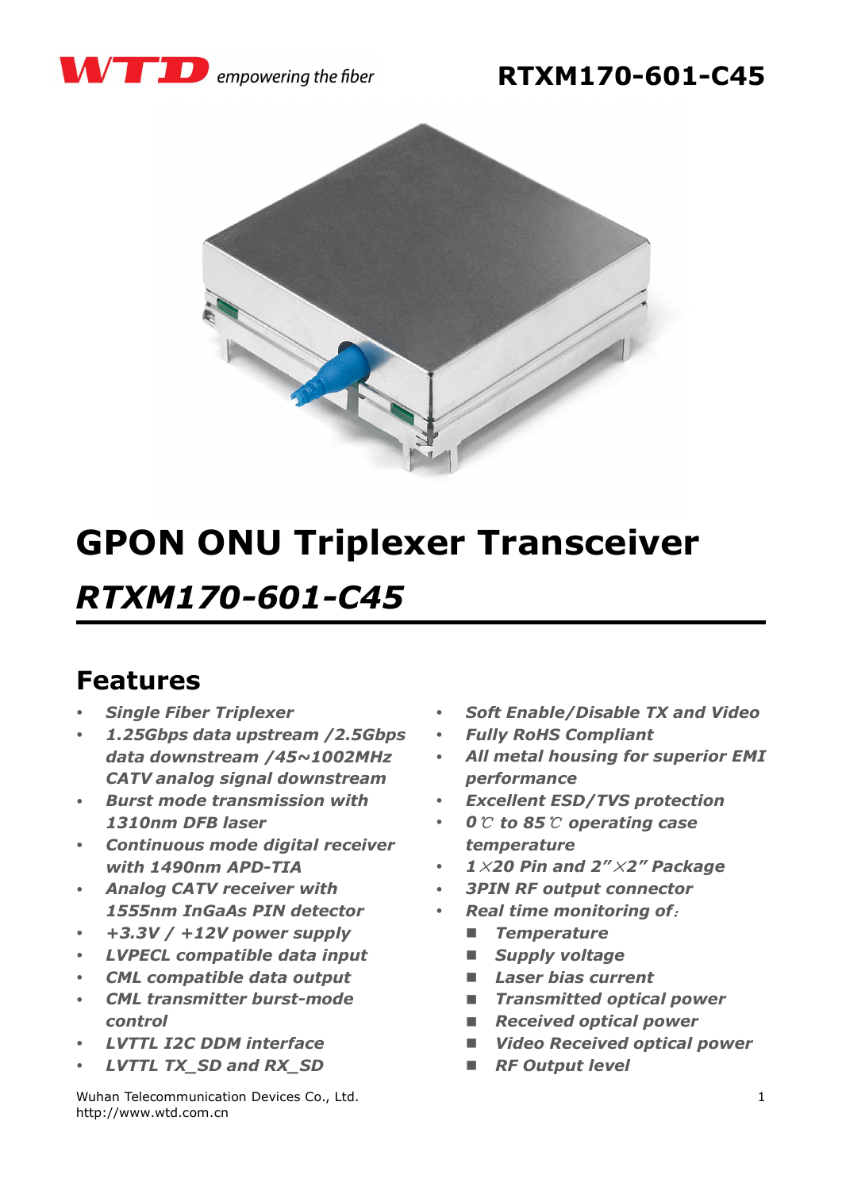# GPON ONU Triplexer Transceiver

## *RTXM170-601-C45*

## Features

- ***Single Fiber Triplexer***
- ***1.25Gbps data upstream /2.5Gbps data downstream /45~1002MHz CATV analog signal downstream***
- ***Burst mode transmission with 1310nm DFB laser***
- ***Continuous mode digital receiver with 1490nm APD-TIA***
- ***Analog CATV receiver with 1555nm InGaAs PIN detector***
- ***+3.3V / +12V power supply***
- ***LVPECL compatible data input***
- ***CML compatible data output***
- ***CML transmitter burst-mode control***
- ***LVTTL I2C DDM interface***
- ***LVTTL TX_SD and RX_SD***
- ***Soft Enable/Disable TX and Video***
- ***Fully RoHS Compliant***
- ***All metal housing for superior EMI performance***
- ***Excellent ESD/TVS protection***
- ***0℃ to 85℃ operating case temperature***
- ***1×20 Pin and 2”×2” Package***
- ***3PIN RF output connector***
- ***Real time monitoring of：***
  - ***Temperature***
  - ***Supply voltage***
  - ***Laser bias current***
  - ***Transmitted optical power***
  - ***Received optical power***
  - ***Video Received optical power***
  - ***RF Output level***

Wuhan Telecommunication Devices Co., Ltd.
http://www.wtd.com.cn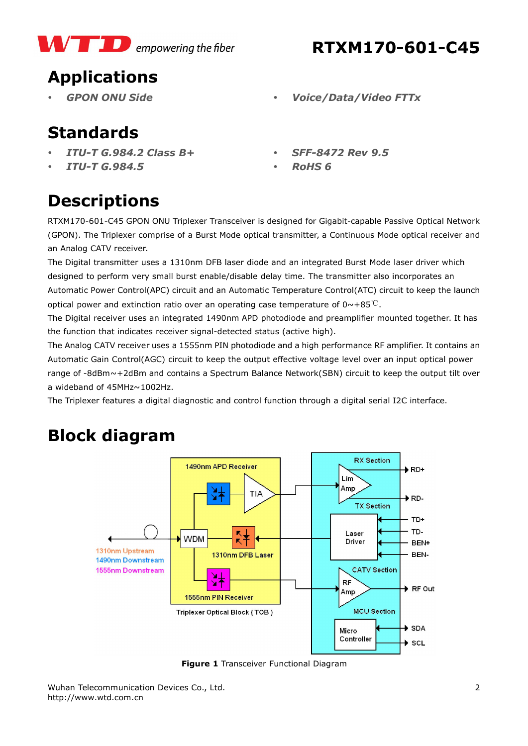## Applications

- *GPON ONU Side*
- *Voice/Data/Video FTTx*

## Standards

- *ITU-T G.984.2 Class B+*
- *ITU-T G.984.5*
- *SFF-8472 Rev 9.5*
- *RoHS 6*

## Descriptions

RTXM170-601-C45 GPON ONU Triplexer Transceiver is designed for Gigabit-capable Passive Optical Network (GPON). The Triplexer comprise of a Burst Mode optical transmitter, a Continuous Mode optical receiver and an Analog CATV receiver.

The Digital transmitter uses a 1310nm DFB laser diode and an integrated Burst Mode laser driver which designed to perform very small burst enable/disable delay time. The transmitter also incorporates an Automatic Power Control(APC) circuit and an Automatic Temperature Control(ATC) circuit to keep the launch optical power and extinction ratio over an operating case temperature of 0~+85℃.

The Digital receiver uses an integrated 1490nm APD photodiode and preamplifier mounted together. It has the function that indicates receiver signal-detected status (active high).

The Analog CATV receiver uses a 1555nm PIN photodiode and a high performance RF amplifier. It contains an Automatic Gain Control(AGC) circuit to keep the output effective voltage level over an input optical power range of -8dBm~+2dBm and contains a Spectrum Balance Network(SBN) circuit to keep the output tilt over a wideband of 45MHz~1002Hz.

The Triplexer features a digital diagnostic and control function through a digital serial I2C interface.

## Block diagram

**Figure 1** Transceiver Functional Diagram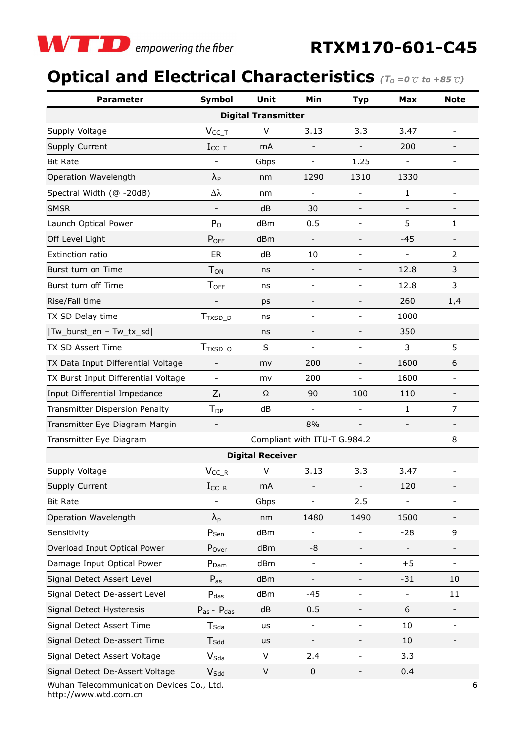## Optical and Electrical Characteristics *($T_o$ =0℃ to +85℃)*

| Parameter | Symbol | Unit | Min | Typ | Max | Note |
|---|---|---|---|---|---|---|
| **Digital Transmitter** | | | | | | |
| Supply Voltage | $V_{CC\_T}$ | V | 3.13 | 3.3 | 3.47 | - |
| Supply Current | $I_{CC\_T}$ | mA | - | - | 200 | - |
| Bit Rate | - | Gbps | - | 1.25 | - | - |
| Operation Wavelength | $\lambda_P$ | nm | 1290 | 1310 | 1330 | |
| Spectral Width (@ -20dB) | $\Delta\lambda$ | nm | - | - | 1 | - |
| SMSR | - | dB | 30 | - | - | - |
| Launch Optical Power | $P_O$ | dBm | 0.5 | - | 5 | 1 |
| Off Level Light | $P_{OFF}$ | dBm | - | - | -45 | - |
| Extinction ratio | ER | dB | 10 | - | - | 2 |
| Burst turn on Time | $T_{ON}$ | ns | - | - | 12.8 | 3 |
| Burst turn off Time | $T_{OFF}$ | ns | - | - | 12.8 | 3 |
| Rise/Fall time | - | ps | - | - | 260 | 1,4 |
| TX SD Delay time | $T_{TXSD\_D}$ | ns | - | - | 1000 | |
| \|Tw_burst_en – Tw_tx_sd\| | | ns | - | - | 350 | |
| TX SD Assert Time | $T_{TXSD\_O}$ | S | - | - | 3 | 5 |
| TX Data Input Differential Voltage | - | mv | 200 | - | 1600 | 6 |
| TX Burst Input Differential Voltage | - | mv | 200 | - | 1600 | - |
| Input Differential Impedance | $Z_i$ | Ω | 90 | 100 | 110 | - |
| Transmitter Dispersion Penalty | $T_{DP}$ | dB | - | - | 1 | 7 |
| Transmitter Eye Diagram Margin | - | | 8% | - | - | - |
| Transmitter Eye Diagram | | Compliant with ITU-T G.984.2 | | | | 8 |
| **Digital Receiver** | | | | | | |
| Supply Voltage | $V_{CC\_R}$ | V | 3.13 | 3.3 | 3.47 | - |
| Supply Current | $I_{CC\_R}$ | mA | - | - | 120 | - |
| Bit Rate | - | Gbps | - | 2.5 | - | - |
| Operation Wavelength | $\lambda_p$ | nm | 1480 | 1490 | 1500 | - |
| Sensitivity | $P_{Sen}$ | dBm | - | - | -28 | 9 |
| Overload Input Optical Power | $P_{Over}$ | dBm | -8 | - | - | - |
| Damage Input Optical Power | $P_{Dam}$ | dBm | - | - | +5 | - |
| Signal Detect Assert Level | $P_{as}$ | dBm | - | - | -31 | 10 |
| Signal Detect De-assert Level | $P_{das}$ | dBm | -45 | - | - | 11 |
| Signal Detect Hysteresis | $P_{as}$ - $P_{das}$ | dB | 0.5 | - | 6 | - |
| Signal Detect Assert Time | $T_{Sda}$ | us | - | - | 10 | - |
| Signal Detect De-assert Time | $T_{Sdd}$ | us | - | - | 10 | - |
| Signal Detect Assert Voltage | $V_{Sda}$ | V | 2.4 | - | 3.3 | |
| Signal Detect De-Assert Voltage | $V_{Sdd}$ | V | 0 | - | 0.4 | |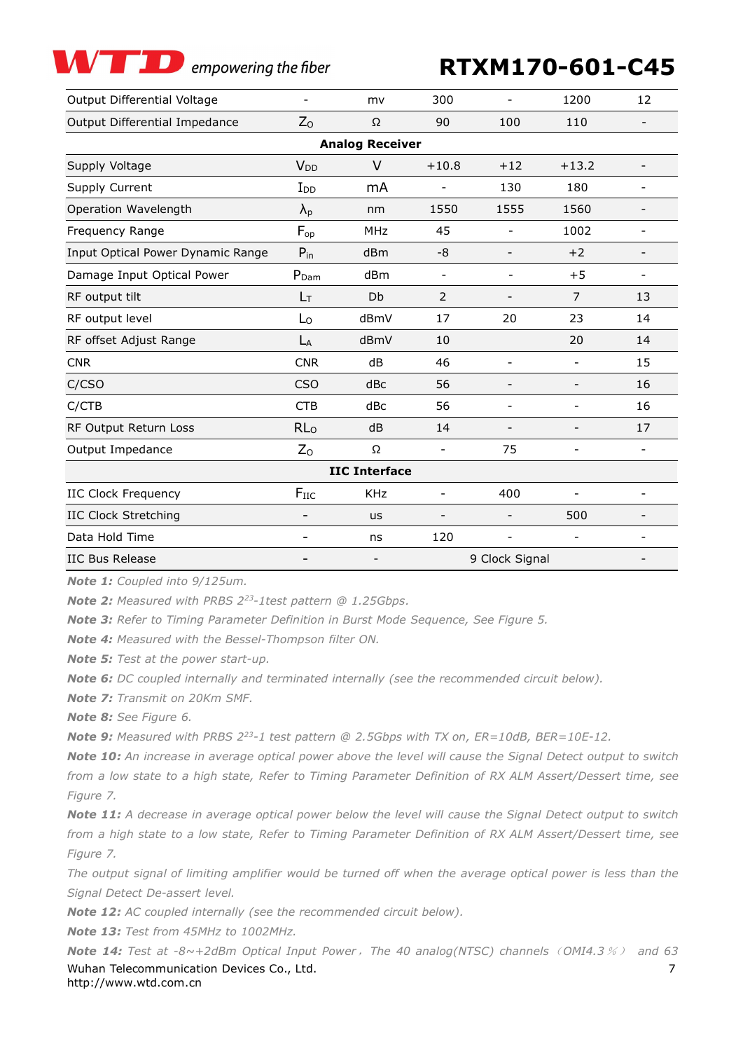| | | | | | | |
|---|---|---|---|---|---|---|
| Output Differential Voltage | - | mv | 300 | - | 1200 | 12 |
| Output Differential Impedance | $Z_O$ | Ω | 90 | 100 | 110 | - |
| **Analog Receiver** | | | | | | |
| Supply Voltage | $V_{DD}$ | V | +10.8 | +12 | +13.2 | - |
| Supply Current | $I_{DD}$ | mA | - | 130 | 180 | - |
| Operation Wavelength | $\lambda_p$ | nm | 1550 | 1555 | 1560 | - |
| Frequency Range | $F_{op}$ | MHz | 45 | - | 1002 | - |
| Input Optical Power Dynamic Range | $P_{in}$ | dBm | -8 | - | +2 | - |
| Damage Input Optical Power | $P_{Dam}$ | dBm | - | - | +5 | - |
| RF output tilt | $L_T$ | Db | 2 | - | 7 | 13 |
| RF output level | $L_O$ | dBmV | 17 | 20 | 23 | 14 |
| RF offset Adjust Range | $L_A$ | dBmV | 10 | | 20 | 14 |
| CNR | CNR | dB | 46 | - | - | 15 |
| C/CSO | CSO | dBc | 56 | - | - | 16 |
| C/CTB | CTB | dBc | 56 | - | - | 16 |
| RF Output Return Loss | $RL_O$ | dB | 14 | - | - | 17 |
| Output Impedance | $Z_O$ | Ω | - | 75 | - | - |
| **IIC Interface** | | | | | | |
| IIC Clock Frequency | $F_{IIC}$ | KHz | - | 400 | - | - |
| IIC Clock Stretching | - | us | - | - | 500 | - |
| Data Hold Time | - | ns | 120 | - | - | - |
| IIC Bus Release | - | - | 9 Clock Signal | | | - |

***Note 1:*** *Coupled into 9/125um.*

***Note 2:*** *Measured with PRBS $2^{23}$-1test pattern @ 1.25Gbps.*

***Note 3:*** *Refer to Timing Parameter Definition in Burst Mode Sequence, See Figure 5.*

***Note 4:*** *Measured with the Bessel-Thompson filter ON.*

***Note 5:*** *Test at the power start-up.*

***Note 6:*** *DC coupled internally and terminated internally (see the recommended circuit below).*

***Note 7:*** *Transmit on 20Km SMF.*

***Note 8:*** *See Figure 6.*

***Note 9:*** *Measured with PRBS $2^{23}$-1 test pattern @ 2.5Gbps with TX on, ER=10dB, BER=10E-12.*

***Note 10:*** *An increase in average optical power above the level will cause the Signal Detect output to switch from a low state to a high state, Refer to Timing Parameter Definition of RX ALM Assert/Dessert time, see Figure 7.*

***Note 11:*** *A decrease in average optical power below the level will cause the Signal Detect output to switch from a high state to a low state, Refer to Timing Parameter Definition of RX ALM Assert/Dessert time, see Figure 7.*

*The output signal of limiting amplifier would be turned off when the average optical power is less than the Signal Detect De-assert level.*

***Note 12:*** *AC coupled internally (see the recommended circuit below).*

***Note 13:*** *Test from 45MHz to 1002MHz.*

***Note 14:*** *Test at -8~+2dBm Optical Input Power，The 40 analog(NTSC) channels（OMI4.3％） and 63*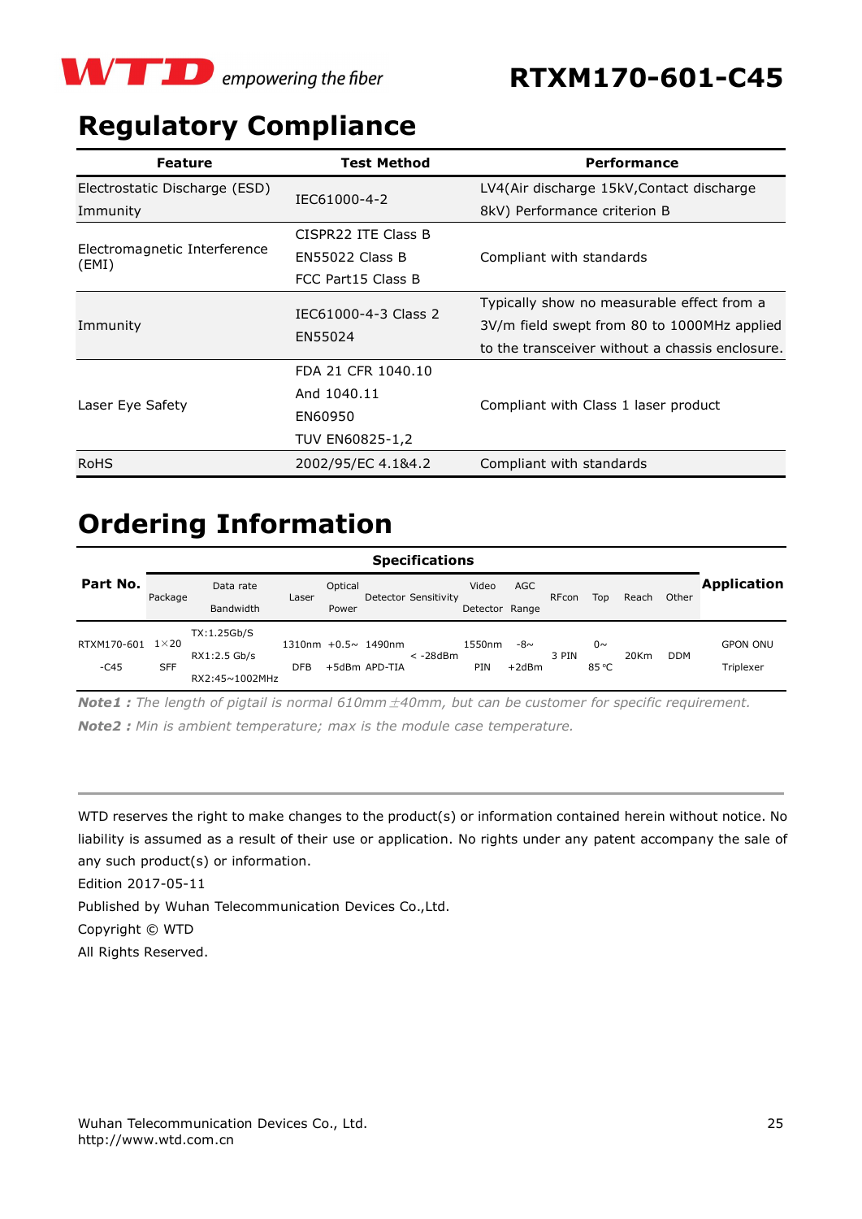## Regulatory Compliance

| Feature | Test Method | Performance |
|---|---|---|
| Electrostatic Discharge (ESD) Immunity | IEC61000-4-2 | LV4(Air discharge 15kV,Contact discharge 8kV) Performance criterion B |
| Electromagnetic Interference (EMI) | CISPR22 ITE Class B<br>EN55022 Class B<br>FCC Part15 Class B | Compliant with standards |
| Immunity | IEC61000-4-3 Class 2<br>EN55024 | Typically show no measurable effect from a 3V/m field swept from 80 to 1000MHz applied to the transceiver without a chassis enclosure. |
| Laser Eye Safety | FDA 21 CFR 1040.10<br>And 1040.11<br>EN60950<br>TUV EN60825-1,2 | Compliant with Class 1 laser product |
| RoHS | 2002/95/EC 4.1&4.2 | Compliant with standards |

## Ordering Information

| Part No. | Specifications | | | | | | | | | | | Application |
|---|---|---|---|---|---|---|---|---|---|---|---|---|
| | Package | Data rate Bandwidth | Laser | Optical Power | Detector | Sensitivity | Video Detector | AGC Range | RFcon | Top | Reach | Other | Application |
| RTXM170-601-C45 | 1×20 SFF | TX:1.25Gb/S<br>RX1:2.5 Gb/s<br>RX2:45~1002MHz | 1310nm DFB | +0.5~ +5dBm | 1490nm APD-TIA | < -28dBm | 1550nm PIN | -8~ +2dBm | 3 PIN | 0~ 85 ℃ | 20Km | DDM | GPON ONU Triplexer |

***Note1 :*** *The length of pigtail is normal 610mm ±40mm, but can be customer for specific requirement.*

***Note2 :*** *Min is ambient temperature; max is the module case temperature.*

---

WTD reserves the right to make changes to the product(s) or information contained herein without notice. No liability is assumed as a result of their use or application. No rights under any patent accompany the sale of any such product(s) or information.

Edition 2017-05-11

Published by Wuhan Telecommunication Devices Co.,Ltd.

Copyright © WTD

All Rights Reserved.